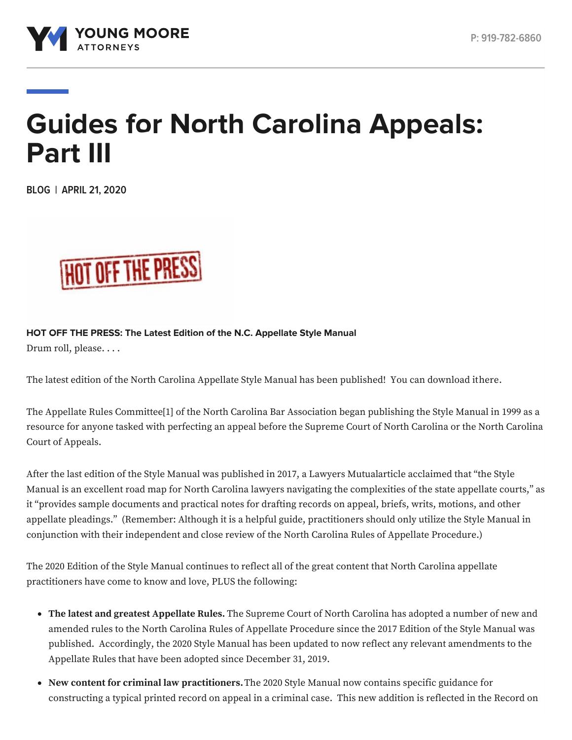# Guides for North Carolina Appeals: Part III

BLOG | APRIL 21, 2020

**HOT OFF THE PRESS: The Latest Edition of the N.C. Appellate Style Manual**

Drum roll, please. . . .

The latest edition of the North Carolina Appellate Style Manual has been published! You can download ithere.

The Appellate Rules Committee[1] of the North Carolina Bar Association began publishing the Style Manual in 1999 as a resource for anyone tasked with perfecting an appeal before the Supreme Court of North Carolina or the North Carolina Court of Appeals.

After the last edition of the Style Manual was published in 2017, a Lawyers Mutualarticle acclaimed that "the Style Manual is an excellent road map for North Carolina lawyers navigating the complexities of the state appellate courts," as it "provides sample documents and practical notes for drafting records on appeal, briefs, writs, motions, and other appellate pleadings." (Remember: Although it is a helpful guide, practitioners should only utilize the Style Manual in conjunction with their independent and close review of the North Carolina Rules of Appellate Procedure.)

The 2020 Edition of the Style Manual continues to reflect all of the great content that North Carolina appellate practitioners have come to know and love, PLUS the following:

- **The latest and greatest Appellate Rules.** The Supreme Court of North Carolina has adopted a number of new and amended rules to the North Carolina Rules of Appellate Procedure since the 2017 Edition of the Style Manual was published. Accordingly, the 2020 Style Manual has been updated to now reflect any relevant amendments to the Appellate Rules that have been adopted since December 31, 2019.
- **New content for criminal law practitioners.** The 2020 Style Manual now contains specific guidance for constructing a typical printed record on appeal in a criminal case. This new addition is reflected in the Record on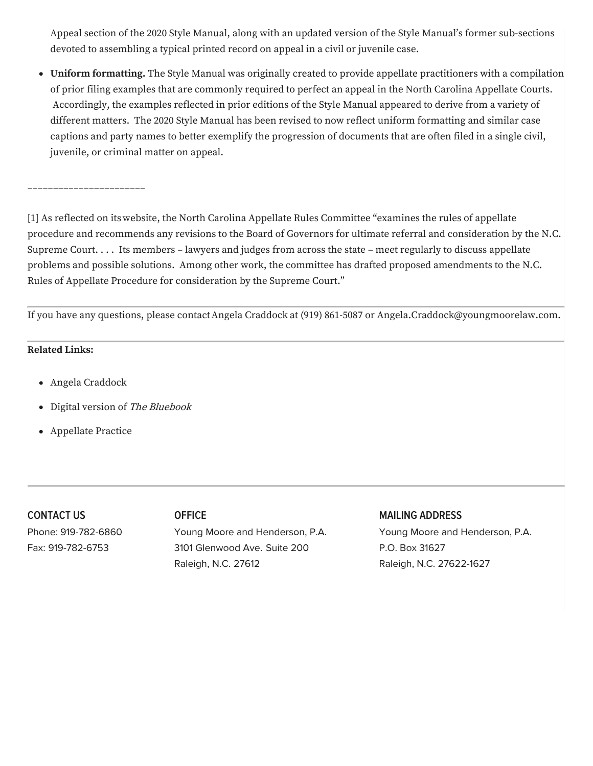Appeal section of the 2020 Style Manual, along with an updated version of the Style Manual's former sub-sections devoted to assembling a typical printed record on appeal in a civil or juvenile case.

- **Uniform formatting.** The Style Manual was originally created to provide appellate practitioners with a compilation of prior filing examples that are commonly required to perfect an appeal in the North Carolina Appellate Courts. Accordingly, the examples reflected in prior editions of the Style Manual appeared to derive from a variety of different matters. The 2020 Style Manual has been revised to now reflect uniform formatting and similar case captions and party names to better exemplify the progression of documents that are often filed in a single civil, juvenile, or criminal matter on appeal.

______________________

[1] As reflected on its website, the North Carolina Appellate Rules Committee "examines the rules of appellate procedure and recommends any revisions to the Board of Governors for ultimate referral and consideration by the N.C. Supreme Court. . . . Its members – lawyers and judges from across the state – meet regularly to discuss appellate problems and possible solutions. Among other work, the committee has drafted proposed amendments to the N.C. Rules of Appellate Procedure for consideration by the Supreme Court."

---

If you have any questions, please contact Angela Craddock at (919) 861-5087 or Angela.Craddock@youngmoorelaw.com.

---

**Related Links:**

- Angela Craddock
- Digital version of *The Bluebook*
- Appellate Practice

---

**CONTACT US**

Phone: 919-782-6860
Fax: 919-782-6753

**OFFICE**

Young Moore and Henderson, P.A.
3101 Glenwood Ave. Suite 200
Raleigh, N.C. 27612

**MAILING ADDRESS**

Young Moore and Henderson, P.A.
P.O. Box 31627
Raleigh, N.C. 27622-1627